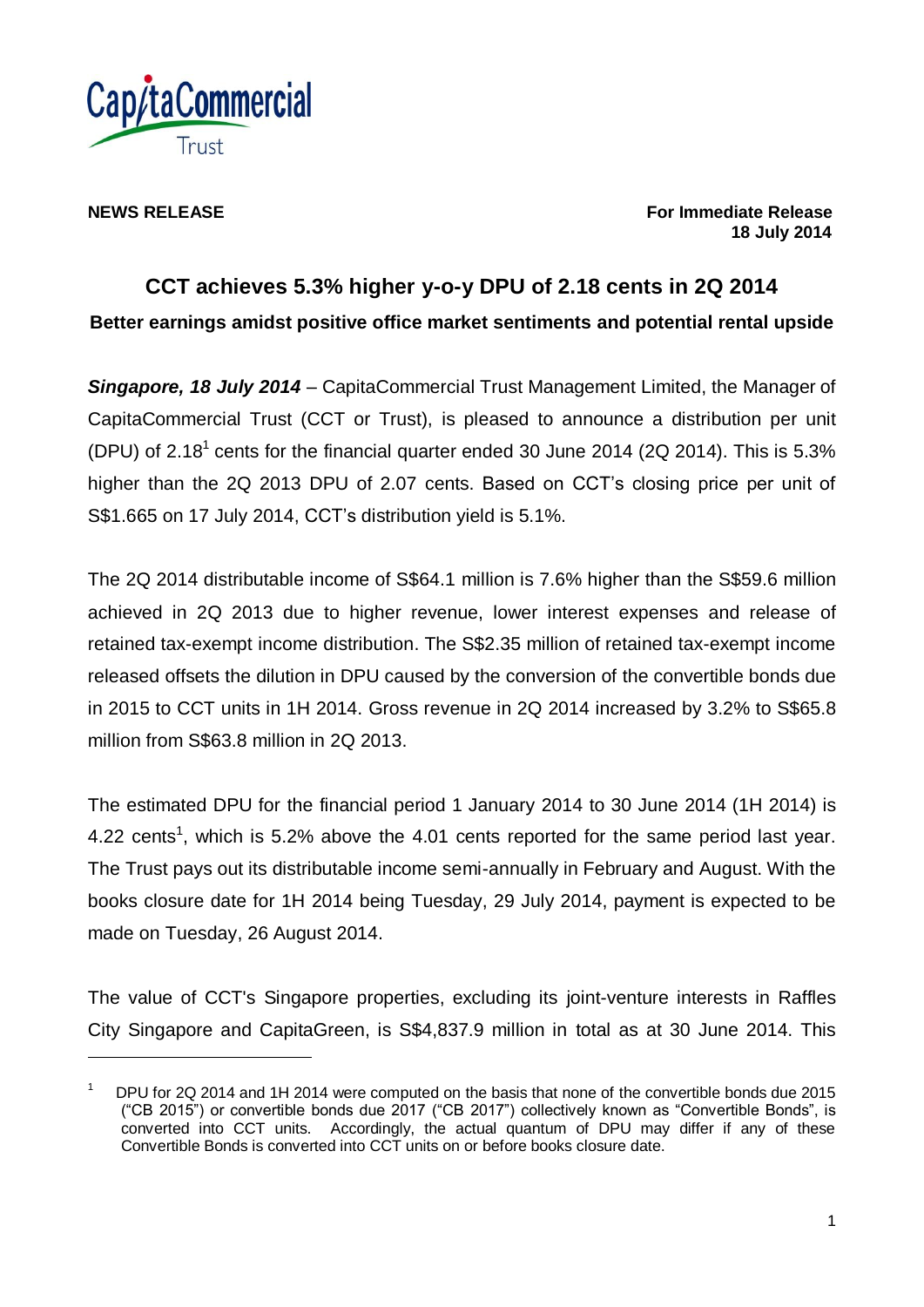**NEWS RELEASE**

**For Immediate Release**
**18 July 2014**

# CCT achieves 5.3% higher y-o-y DPU of 2.18 cents in 2Q 2014

## Better earnings amidst positive office market sentiments and potential rental upside

***Singapore, 18 July 2014*** – CapitaCommercial Trust Management Limited, the Manager of CapitaCommercial Trust (CCT or Trust), is pleased to announce a distribution per unit (DPU) of 2.18[1] cents for the financial quarter ended 30 June 2014 (2Q 2014). This is 5.3% higher than the 2Q 2013 DPU of 2.07 cents. Based on CCT's closing price per unit of S$1.665 on 17 July 2014, CCT's distribution yield is 5.1%.

The 2Q 2014 distributable income of S$64.1 million is 7.6% higher than the S$59.6 million achieved in 2Q 2013 due to higher revenue, lower interest expenses and release of retained tax-exempt income distribution. The S$2.35 million of retained tax-exempt income released offsets the dilution in DPU caused by the conversion of the convertible bonds due in 2015 to CCT units in 1H 2014. Gross revenue in 2Q 2014 increased by 3.2% to S$65.8 million from S$63.8 million in 2Q 2013.

The estimated DPU for the financial period 1 January 2014 to 30 June 2014 (1H 2014) is 4.22 cents[1], which is 5.2% above the 4.01 cents reported for the same period last year. The Trust pays out its distributable income semi-annually in February and August. With the books closure date for 1H 2014 being Tuesday, 29 July 2014, payment is expected to be made on Tuesday, 26 August 2014.

The value of CCT's Singapore properties, excluding its joint-venture interests in Raffles City Singapore and CapitaGreen, is S$4,837.9 million in total as at 30 June 2014. This

---

[1] DPU for 2Q 2014 and 1H 2014 were computed on the basis that none of the convertible bonds due 2015 ("CB 2015") or convertible bonds due 2017 ("CB 2017") collectively known as "Convertible Bonds", is converted into CCT units. Accordingly, the actual quantum of DPU may differ if any of these Convertible Bonds is converted into CCT units on or before books closure date.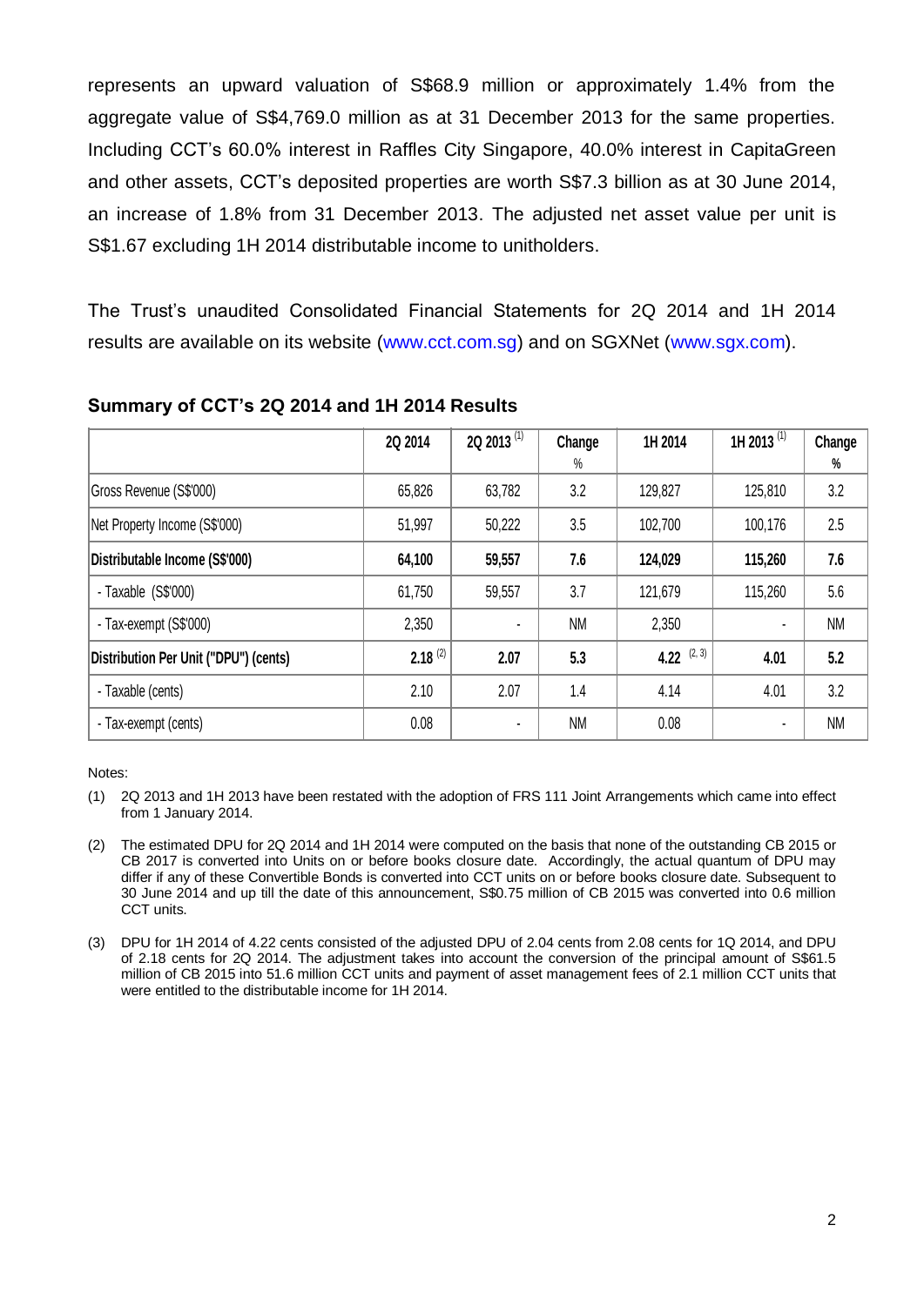represents an upward valuation of S$68.9 million or approximately 1.4% from the aggregate value of S$4,769.0 million as at 31 December 2013 for the same properties. Including CCT's 60.0% interest in Raffles City Singapore, 40.0% interest in CapitaGreen and other assets, CCT's deposited properties are worth S$7.3 billion as at 30 June 2014, an increase of 1.8% from 31 December 2013. The adjusted net asset value per unit is S$1.67 excluding 1H 2014 distributable income to unitholders.

The Trust's unaudited Consolidated Financial Statements for 2Q 2014 and 1H 2014 results are available on its website (www.cct.com.sg) and on SGXNet (www.sgx.com).

## Summary of CCT's 2Q 2014 and 1H 2014 Results

| | 2Q 2014 | 2Q 2013 (1) | Change % | 1H 2014 | 1H 2013 (1) | Change % |
|---|---|---|---|---|---|---|
| Gross Revenue (S$'000) | 65,826 | 63,782 | 3.2 | 129,827 | 125,810 | 3.2 |
| Net Property Income (S$'000) | 51,997 | 50,222 | 3.5 | 102,700 | 100,176 | 2.5 |
| **Distributable Income (S$'000)** | **64,100** | **59,557** | **7.6** | **124,029** | **115,260** | **7.6** |
| - Taxable (S$'000) | 61,750 | 59,557 | 3.7 | 121,679 | 115,260 | 5.6 |
| - Tax-exempt (S$'000) | 2,350 | - | NM | 2,350 | - | NM |
| **Distribution Per Unit ("DPU") (cents)** | **2.18** (2) | **2.07** | **5.3** | **4.22** (2, 3) | **4.01** | **5.2** |
| - Taxable (cents) | 2.10 | 2.07 | 1.4 | 4.14 | 4.01 | 3.2 |
| - Tax-exempt (cents) | 0.08 | - | NM | 0.08 | - | NM |

Notes:

(1) 2Q 2013 and 1H 2013 have been restated with the adoption of FRS 111 Joint Arrangements which came into effect from 1 January 2014.

(2) The estimated DPU for 2Q 2014 and 1H 2014 were computed on the basis that none of the outstanding CB 2015 or CB 2017 is converted into Units on or before books closure date. Accordingly, the actual quantum of DPU may differ if any of these Convertible Bonds is converted into CCT units on or before books closure date. Subsequent to 30 June 2014 and up till the date of this announcement, S$0.75 million of CB 2015 was converted into 0.6 million CCT units.

(3) DPU for 1H 2014 of 4.22 cents consisted of the adjusted DPU of 2.04 cents from 2.08 cents for 1Q 2014, and DPU of 2.18 cents for 2Q 2014. The adjustment takes into account the conversion of the principal amount of S$61.5 million of CB 2015 into 51.6 million CCT units and payment of asset management fees of 2.1 million CCT units that were entitled to the distributable income for 1H 2014.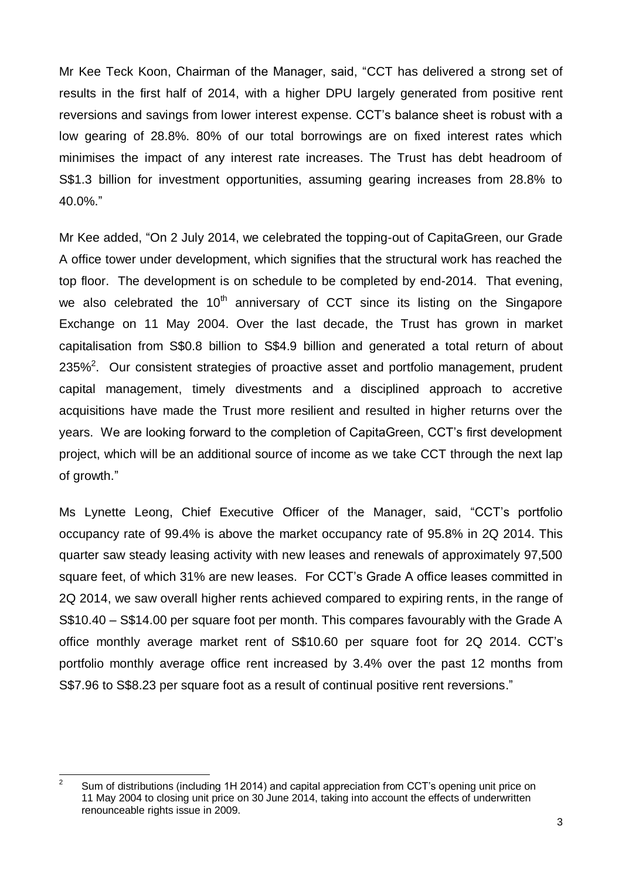Mr Kee Teck Koon, Chairman of the Manager, said, "CCT has delivered a strong set of results in the first half of 2014, with a higher DPU largely generated from positive rent reversions and savings from lower interest expense. CCT's balance sheet is robust with a low gearing of 28.8%. 80% of our total borrowings are on fixed interest rates which minimises the impact of any interest rate increases. The Trust has debt headroom of S$1.3 billion for investment opportunities, assuming gearing increases from 28.8% to 40.0%."

Mr Kee added, "On 2 July 2014, we celebrated the topping-out of CapitaGreen, our Grade A office tower under development, which signifies that the structural work has reached the top floor. The development is on schedule to be completed by end-2014. That evening, we also celebrated the 10th anniversary of CCT since its listing on the Singapore Exchange on 11 May 2004. Over the last decade, the Trust has grown in market capitalisation from S$0.8 billion to S$4.9 billion and generated a total return of about 235%[2]. Our consistent strategies of proactive asset and portfolio management, prudent capital management, timely divestments and a disciplined approach to accretive acquisitions have made the Trust more resilient and resulted in higher returns over the years. We are looking forward to the completion of CapitaGreen, CCT's first development project, which will be an additional source of income as we take CCT through the next lap of growth."

Ms Lynette Leong, Chief Executive Officer of the Manager, said, "CCT's portfolio occupancy rate of 99.4% is above the market occupancy rate of 95.8% in 2Q 2014. This quarter saw steady leasing activity with new leases and renewals of approximately 97,500 square feet, of which 31% are new leases. For CCT's Grade A office leases committed in 2Q 2014, we saw overall higher rents achieved compared to expiring rents, in the range of S$10.40 – S$14.00 per square foot per month. This compares favourably with the Grade A office monthly average market rent of S$10.60 per square foot for 2Q 2014. CCT's portfolio monthly average office rent increased by 3.4% over the past 12 months from S$7.96 to S$8.23 per square foot as a result of continual positive rent reversions."

---

[2] Sum of distributions (including 1H 2014) and capital appreciation from CCT's opening unit price on 11 May 2004 to closing unit price on 30 June 2014, taking into account the effects of underwritten renounceable rights issue in 2009.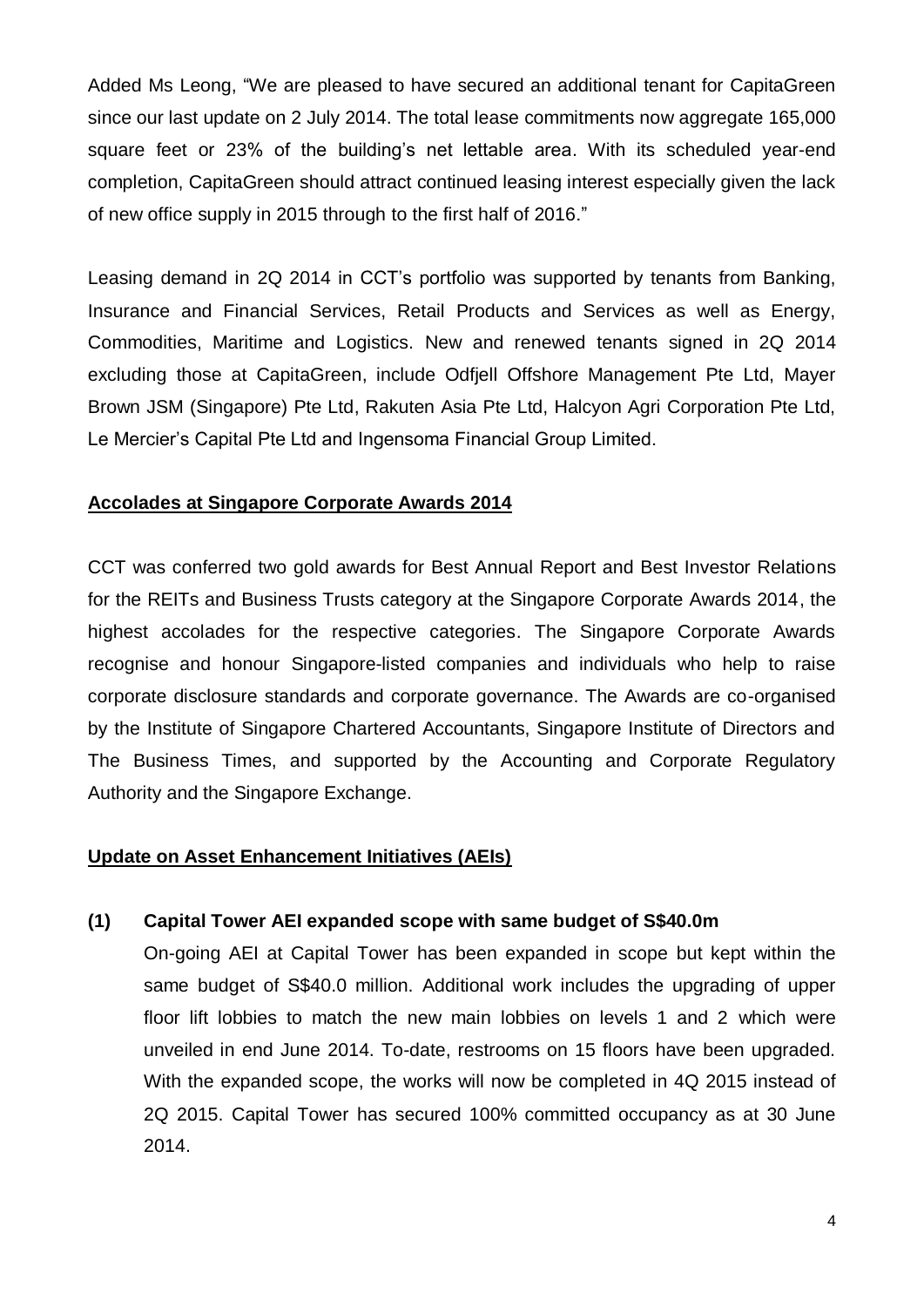Added Ms Leong, "We are pleased to have secured an additional tenant for CapitaGreen since our last update on 2 July 2014. The total lease commitments now aggregate 165,000 square feet or 23% of the building's net lettable area. With its scheduled year-end completion, CapitaGreen should attract continued leasing interest especially given the lack of new office supply in 2015 through to the first half of 2016."

Leasing demand in 2Q 2014 in CCT's portfolio was supported by tenants from Banking, Insurance and Financial Services, Retail Products and Services as well as Energy, Commodities, Maritime and Logistics. New and renewed tenants signed in 2Q 2014 excluding those at CapitaGreen, include Odfjell Offshore Management Pte Ltd, Mayer Brown JSM (Singapore) Pte Ltd, Rakuten Asia Pte Ltd, Halcyon Agri Corporation Pte Ltd, Le Mercier's Capital Pte Ltd and Ingensoma Financial Group Limited.

## Accolades at Singapore Corporate Awards 2014

CCT was conferred two gold awards for Best Annual Report and Best Investor Relations for the REITs and Business Trusts category at the Singapore Corporate Awards 2014, the highest accolades for the respective categories. The Singapore Corporate Awards recognise and honour Singapore-listed companies and individuals who help to raise corporate disclosure standards and corporate governance. The Awards are co-organised by the Institute of Singapore Chartered Accountants, Singapore Institute of Directors and The Business Times, and supported by the Accounting and Corporate Regulatory Authority and the Singapore Exchange.

## Update on Asset Enhancement Initiatives (AEIs)

**(1) Capital Tower AEI expanded scope with same budget of S$40.0m**

On-going AEI at Capital Tower has been expanded in scope but kept within the same budget of S$40.0 million. Additional work includes the upgrading of upper floor lift lobbies to match the new main lobbies on levels 1 and 2 which were unveiled in end June 2014. To-date, restrooms on 15 floors have been upgraded. With the expanded scope, the works will now be completed in 4Q 2015 instead of 2Q 2015. Capital Tower has secured 100% committed occupancy as at 30 June 2014.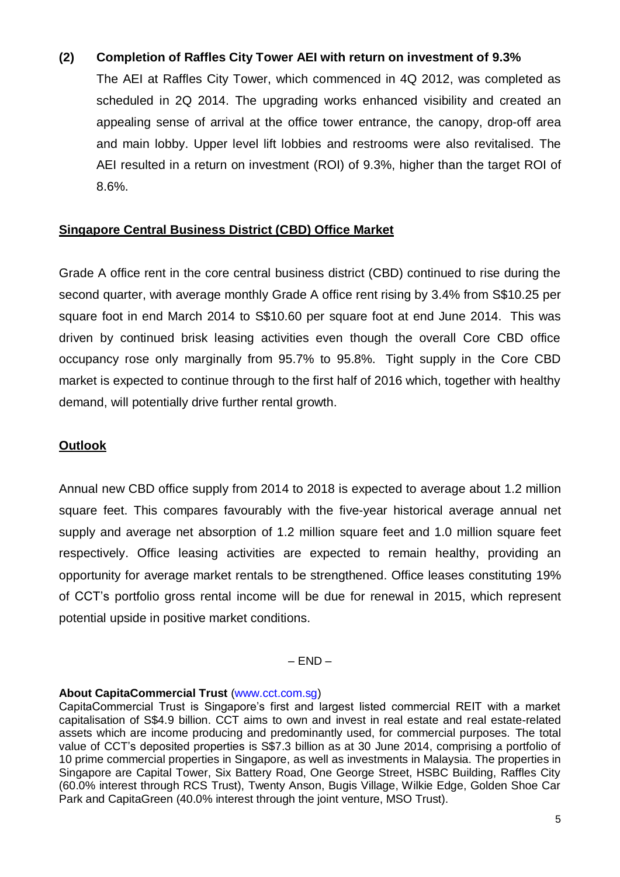**(2) Completion of Raffles City Tower AEI with return on investment of 9.3%**

The AEI at Raffles City Tower, which commenced in 4Q 2012, was completed as scheduled in 2Q 2014. The upgrading works enhanced visibility and created an appealing sense of arrival at the office tower entrance, the canopy, drop-off area and main lobby. Upper level lift lobbies and restrooms were also revitalised. The AEI resulted in a return on investment (ROI) of 9.3%, higher than the target ROI of 8.6%.

**Singapore Central Business District (CBD) Office Market**

Grade A office rent in the core central business district (CBD) continued to rise during the second quarter, with average monthly Grade A office rent rising by 3.4% from S$10.25 per square foot in end March 2014 to S$10.60 per square foot at end June 2014. This was driven by continued brisk leasing activities even though the overall Core CBD office occupancy rose only marginally from 95.7% to 95.8%. Tight supply in the Core CBD market is expected to continue through to the first half of 2016 which, together with healthy demand, will potentially drive further rental growth.

**Outlook**

Annual new CBD office supply from 2014 to 2018 is expected to average about 1.2 million square feet. This compares favourably with the five-year historical average annual net supply and average net absorption of 1.2 million square feet and 1.0 million square feet respectively. Office leasing activities are expected to remain healthy, providing an opportunity for average market rentals to be strengthened. Office leases constituting 19% of CCT's portfolio gross rental income will be due for renewal in 2015, which represent potential upside in positive market conditions.

– END –

**About CapitaCommercial Trust** (www.cct.com.sg)

CapitaCommercial Trust is Singapore's first and largest listed commercial REIT with a market capitalisation of S$4.9 billion. CCT aims to own and invest in real estate and real estate-related assets which are income producing and predominantly used, for commercial purposes. The total value of CCT's deposited properties is S$7.3 billion as at 30 June 2014, comprising a portfolio of 10 prime commercial properties in Singapore, as well as investments in Malaysia. The properties in Singapore are Capital Tower, Six Battery Road, One George Street, HSBC Building, Raffles City (60.0% interest through RCS Trust), Twenty Anson, Bugis Village, Wilkie Edge, Golden Shoe Car Park and CapitaGreen (40.0% interest through the joint venture, MSO Trust).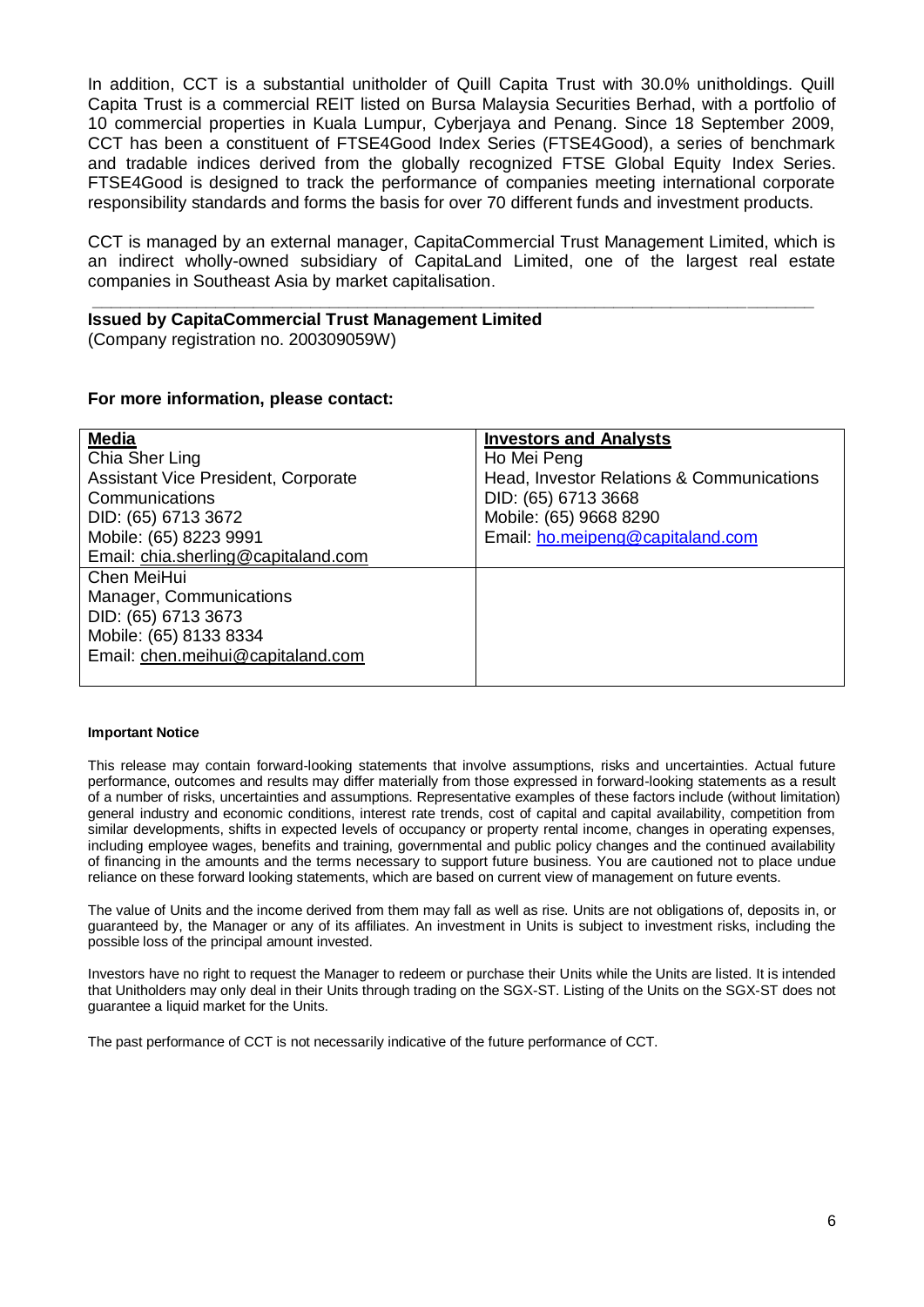In addition, CCT is a substantial unitholder of Quill Capita Trust with 30.0% unitholdings. Quill Capita Trust is a commercial REIT listed on Bursa Malaysia Securities Berhad, with a portfolio of 10 commercial properties in Kuala Lumpur, Cyberjaya and Penang. Since 18 September 2009, CCT has been a constituent of FTSE4Good Index Series (FTSE4Good), a series of benchmark and tradable indices derived from the globally recognized FTSE Global Equity Index Series. FTSE4Good is designed to track the performance of companies meeting international corporate responsibility standards and forms the basis for over 70 different funds and investment products.

CCT is managed by an external manager, CapitaCommercial Trust Management Limited, which is an indirect wholly-owned subsidiary of CapitaLand Limited, one of the largest real estate companies in Southeast Asia by market capitalisation.

---

**Issued by CapitaCommercial Trust Management Limited**
(Company registration no. 200309059W)

**For more information, please contact:**

| **Media** | **Investors and Analysts** |
|---|---|
| Chia Sher Ling<br>Assistant Vice President, Corporate Communications<br>DID: (65) 6713 3672<br>Mobile: (65) 8223 9991<br>Email: chia.sherling@capitaland.com | Ho Mei Peng<br>Head, Investor Relations & Communications<br>DID: (65) 6713 3668<br>Mobile: (65) 9668 8290<br>Email: ho.meipeng@capitaland.com |
| Chen MeiHui<br>Manager, Communications<br>DID: (65) 6713 3673<br>Mobile: (65) 8133 8334<br>Email: chen.meihui@capitaland.com | |

**Important Notice**

This release may contain forward-looking statements that involve assumptions, risks and uncertainties. Actual future performance, outcomes and results may differ materially from those expressed in forward-looking statements as a result of a number of risks, uncertainties and assumptions. Representative examples of these factors include (without limitation) general industry and economic conditions, interest rate trends, cost of capital and capital availability, competition from similar developments, shifts in expected levels of occupancy or property rental income, changes in operating expenses, including employee wages, benefits and training, governmental and public policy changes and the continued availability of financing in the amounts and the terms necessary to support future business. You are cautioned not to place undue reliance on these forward looking statements, which are based on current view of management on future events.

The value of Units and the income derived from them may fall as well as rise. Units are not obligations of, deposits in, or guaranteed by, the Manager or any of its affiliates. An investment in Units is subject to investment risks, including the possible loss of the principal amount invested.

Investors have no right to request the Manager to redeem or purchase their Units while the Units are listed. It is intended that Unitholders may only deal in their Units through trading on the SGX-ST. Listing of the Units on the SGX-ST does not guarantee a liquid market for the Units.

The past performance of CCT is not necessarily indicative of the future performance of CCT.